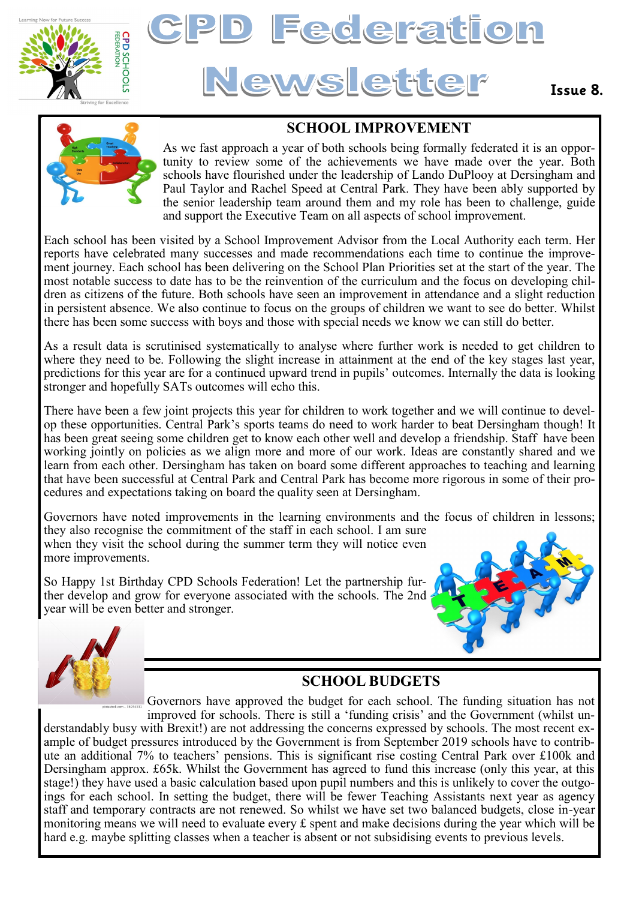# CPD Federation Newsletter

**Issue 8.**

## SCHOOL IMPROVEMENT

As we fast approach a year of both schools being formally federated it is an opportunity to review some of the achievements we have made over the year. Both schools have flourished under the leadership of Lando DuPlooy at Dersingham and Paul Taylor and Rachel Speed at Central Park. They have been ably supported by the senior leadership team around them and my role has been to challenge, guide and support the Executive Team on all aspects of school improvement.

Each school has been visited by a School Improvement Advisor from the Local Authority each term. Her reports have celebrated many successes and made recommendations each time to continue the improvement journey. Each school has been delivering on the School Plan Priorities set at the start of the year. The most notable success to date has to be the reinvention of the curriculum and the focus on developing children as citizens of the future. Both schools have seen an improvement in attendance and a slight reduction in persistent absence. We also continue to focus on the groups of children we want to see do better. Whilst there has been some success with boys and those with special needs we know we can still do better.

As a result data is scrutinised systematically to analyse where further work is needed to get children to where they need to be. Following the slight increase in attainment at the end of the key stages last year, predictions for this year are for a continued upward trend in pupils' outcomes. Internally the data is looking stronger and hopefully SATs outcomes will echo this.

There have been a few joint projects this year for children to work together and we will continue to develop these opportunities. Central Park's sports teams do need to work harder to beat Dersingham though! It has been great seeing some children get to know each other well and develop a friendship. Staff have been working jointly on policies as we align more and more of our work. Ideas are constantly shared and we learn from each other. Dersingham has taken on board some different approaches to teaching and learning that have been successful at Central Park and Central Park has become more rigorous in some of their procedures and expectations taking on board the quality seen at Dersingham.

Governors have noted improvements in the learning environments and the focus of children in lessons; they also recognise the commitment of the staff in each school. I am sure when they visit the school during the summer term they will notice even more improvements.

So Happy 1st Birthday CPD Schools Federation! Let the partnership further develop and grow for everyone associated with the schools. The 2nd year will be even better and stronger.

## SCHOOL BUDGETS

Governors have approved the budget for each school. The funding situation has not improved for schools. There is still a 'funding crisis' and the Government (whilst understandably busy with Brexit!) are not addressing the concerns expressed by schools. The most recent example of budget pressures introduced by the Government is from September 2019 schools have to contribute an additional 7% to teachers' pensions. This is significant rise costing Central Park over £100k and Dersingham approx. £65k. Whilst the Government has agreed to fund this increase (only this year, at this stage!) they have used a basic calculation based upon pupil numbers and this is unlikely to cover the outgoings for each school. In setting the budget, there will be fewer Teaching Assistants next year as agency staff and temporary contracts are not renewed. So whilst we have set two balanced budgets, close in-year monitoring means we will need to evaluate every £ spent and make decisions during the year which will be hard e.g. maybe splitting classes when a teacher is absent or not subsidising events to previous levels.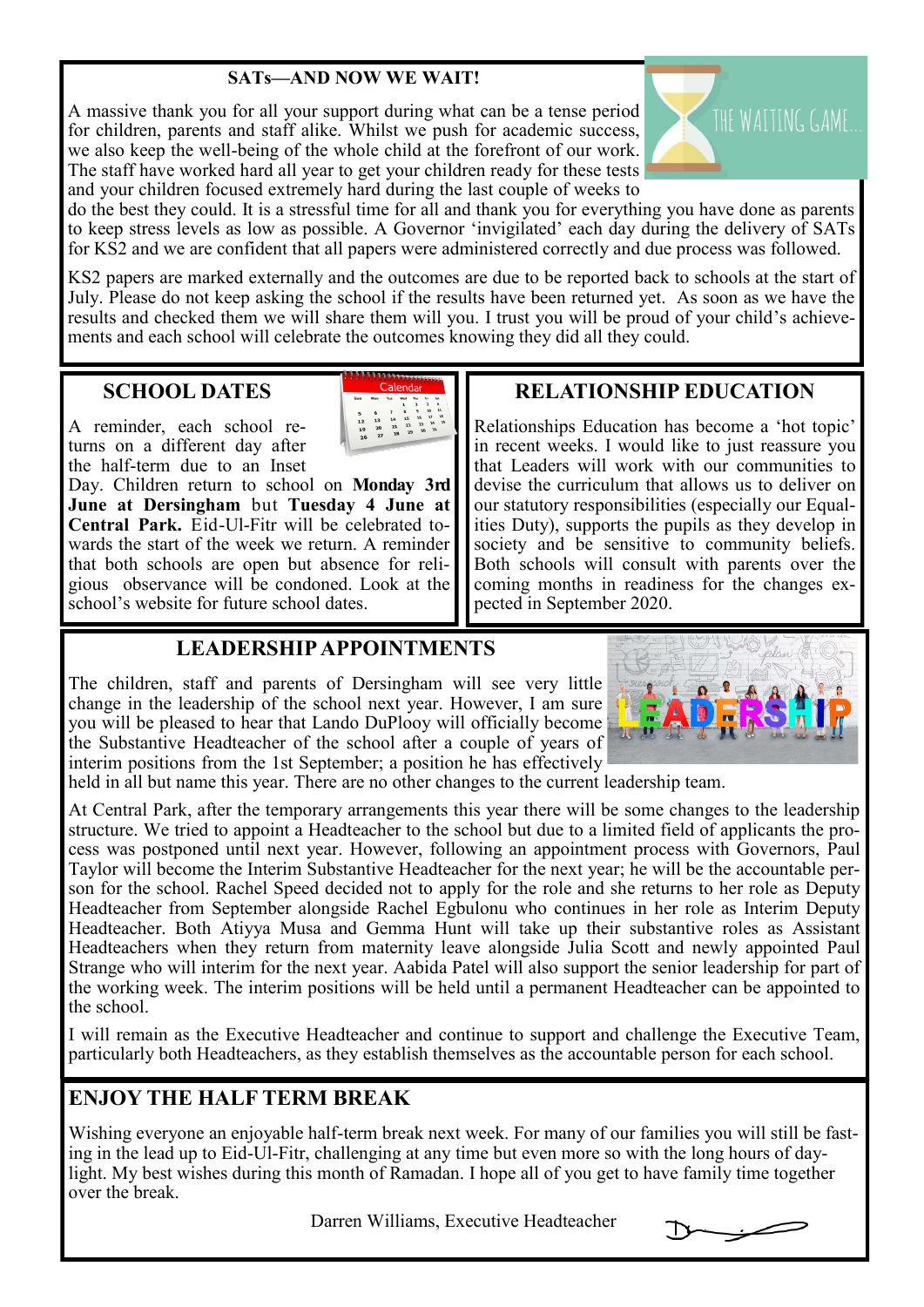## SATs—AND NOW WE WAIT!

A massive thank you for all your support during what can be a tense period for children, parents and staff alike. Whilst we push for academic success, we also keep the well-being of the whole child at the forefront of our work. The staff have worked hard all year to get your children ready for these tests and your children focused extremely hard during the last couple of weeks to do the best they could. It is a stressful time for all and thank you for everything you have done as parents to keep stress levels as low as possible. A Governor 'invigilated' each day during the delivery of SATs for KS2 and we are confident that all papers were administered correctly and due process was followed.

KS2 papers are marked externally and the outcomes are due to be reported back to schools at the start of July. Please do not keep asking the school if the results have been returned yet. As soon as we have the results and checked them we will share them will you. I trust you will be proud of your child's achievements and each school will celebrate the outcomes knowing they did all they could.

## SCHOOL DATES

A reminder, each school returns on a different day after the half-term due to an Inset Day. Children return to school on **Monday 3rd June at Dersingham** but **Tuesday 4 June at Central Park.** Eid-Ul-Fitr will be celebrated towards the start of the week we return. A reminder that both schools are open but absence for religious observance will be condoned. Look at the school's website for future school dates.

## RELATIONSHIP EDUCATION

Relationships Education has become a 'hot topic' in recent weeks. I would like to just reassure you that Leaders will work with our communities to devise the curriculum that allows us to deliver on our statutory responsibilities (especially our Equalities Duty), supports the pupils as they develop in society and be sensitive to community beliefs. Both schools will consult with parents over the coming months in readiness for the changes expected in September 2020.

## LEADERSHIP APPOINTMENTS

The children, staff and parents of Dersingham will see very little change in the leadership of the school next year. However, I am sure you will be pleased to hear that Lando DuPlooy will officially become the Substantive Headteacher of the school after a couple of years of interim positions from the 1st September; a position he has effectively held in all but name this year. There are no other changes to the current leadership team.

At Central Park, after the temporary arrangements this year there will be some changes to the leadership structure. We tried to appoint a Headteacher to the school but due to a limited field of applicants the process was postponed until next year. However, following an appointment process with Governors, Paul Taylor will become the Interim Substantive Headteacher for the next year; he will be the accountable person for the school. Rachel Speed decided not to apply for the role and she returns to her role as Deputy Headteacher from September alongside Rachel Egbulonu who continues in her role as Interim Deputy Headteacher. Both Atiyya Musa and Gemma Hunt will take up their substantive roles as Assistant Headteachers when they return from maternity leave alongside Julia Scott and newly appointed Paul Strange who will interim for the next year. Aabida Patel will also support the senior leadership for part of the working week. The interim positions will be held until a permanent Headteacher can be appointed to the school.

I will remain as the Executive Headteacher and continue to support and challenge the Executive Team, particularly both Headteachers, as they establish themselves as the accountable person for each school.

## ENJOY THE HALF TERM BREAK

Wishing everyone an enjoyable half-term break next week. For many of our families you will still be fasting in the lead up to Eid-Ul-Fitr, challenging at any time but even more so with the long hours of daylight. My best wishes during this month of Ramadan. I hope all of you get to have family time together over the break.

Darren Williams, Executive Headteacher